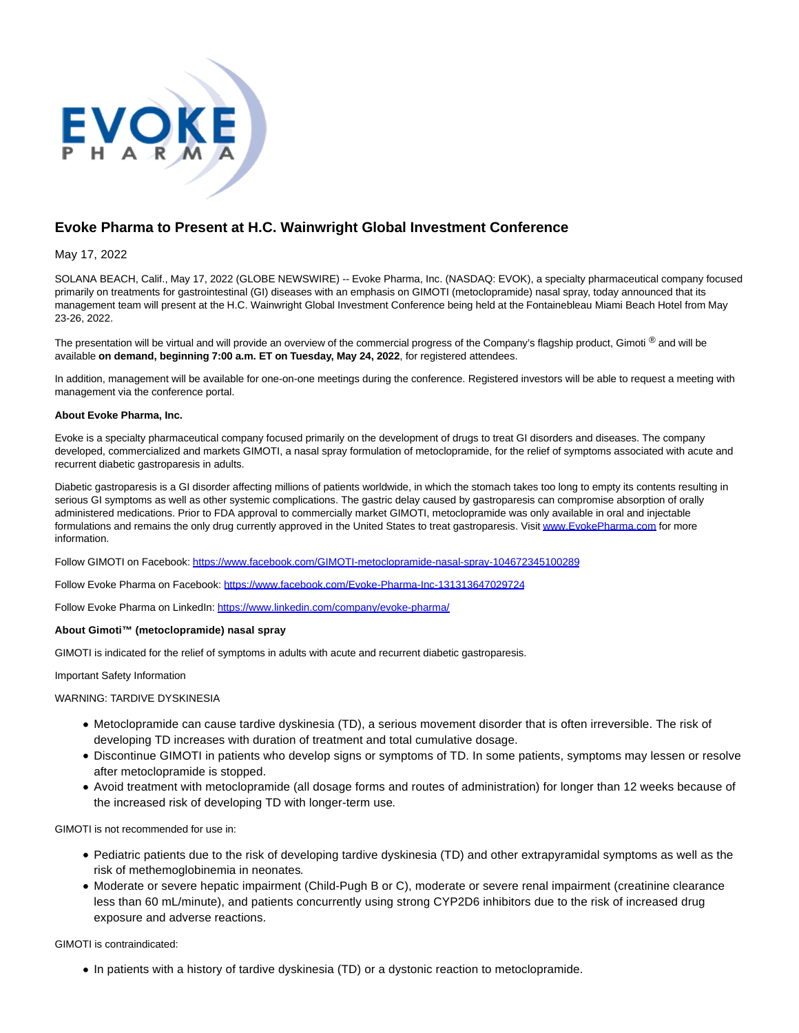# Evoke Pharma to Present at H.C. Wainwright Global Investment Conference

May 17, 2022

SOLANA BEACH, Calif., May 17, 2022 (GLOBE NEWSWIRE) -- Evoke Pharma, Inc. (NASDAQ: EVOK), a specialty pharmaceutical company focused primarily on treatments for gastrointestinal (GI) diseases with an emphasis on GIMOTI (metoclopramide) nasal spray, today announced that its management team will present at the H.C. Wainwright Global Investment Conference being held at the Fontainebleau Miami Beach Hotel from May 23-26, 2022.

The presentation will be virtual and will provide an overview of the commercial progress of the Company's flagship product, Gimoti ® and will be available **on demand, beginning 7:00 a.m. ET on Tuesday, May 24, 2022**, for registered attendees.

In addition, management will be available for one-on-one meetings during the conference. Registered investors will be able to request a meeting with management via the conference portal.

**About Evoke Pharma, Inc.**

Evoke is a specialty pharmaceutical company focused primarily on the development of drugs to treat GI disorders and diseases. The company developed, commercialized and markets GIMOTI, a nasal spray formulation of metoclopramide, for the relief of symptoms associated with acute and recurrent diabetic gastroparesis in adults.

Diabetic gastroparesis is a GI disorder affecting millions of patients worldwide, in which the stomach takes too long to empty its contents resulting in serious GI symptoms as well as other systemic complications. The gastric delay caused by gastroparesis can compromise absorption of orally administered medications. Prior to FDA approval to commercially market GIMOTI, metoclopramide was only available in oral and injectable formulations and remains the only drug currently approved in the United States to treat gastroparesis. Visit www.EvokePharma.com for more information.

Follow GIMOTI on Facebook: https://www.facebook.com/GIMOTI-metoclopramide-nasal-spray-104672345100289

Follow Evoke Pharma on Facebook: https://www.facebook.com/Evoke-Pharma-Inc-131313647029724

Follow Evoke Pharma on LinkedIn: https://www.linkedin.com/company/evoke-pharma/

**About Gimoti™ (metoclopramide) nasal spray**

GIMOTI is indicated for the relief of symptoms in adults with acute and recurrent diabetic gastroparesis.

Important Safety Information

WARNING: TARDIVE DYSKINESIA

- Metoclopramide can cause tardive dyskinesia (TD), a serious movement disorder that is often irreversible. The risk of developing TD increases with duration of treatment and total cumulative dosage.
- Discontinue GIMOTI in patients who develop signs or symptoms of TD. In some patients, symptoms may lessen or resolve after metoclopramide is stopped.
- Avoid treatment with metoclopramide (all dosage forms and routes of administration) for longer than 12 weeks because of the increased risk of developing TD with longer-term use.

GIMOTI is not recommended for use in:

- Pediatric patients due to the risk of developing tardive dyskinesia (TD) and other extrapyramidal symptoms as well as the risk of methemoglobinemia in neonates.
- Moderate or severe hepatic impairment (Child-Pugh B or C), moderate or severe renal impairment (creatinine clearance less than 60 mL/minute), and patients concurrently using strong CYP2D6 inhibitors due to the risk of increased drug exposure and adverse reactions.

GIMOTI is contraindicated:

- In patients with a history of tardive dyskinesia (TD) or a dystonic reaction to metoclopramide.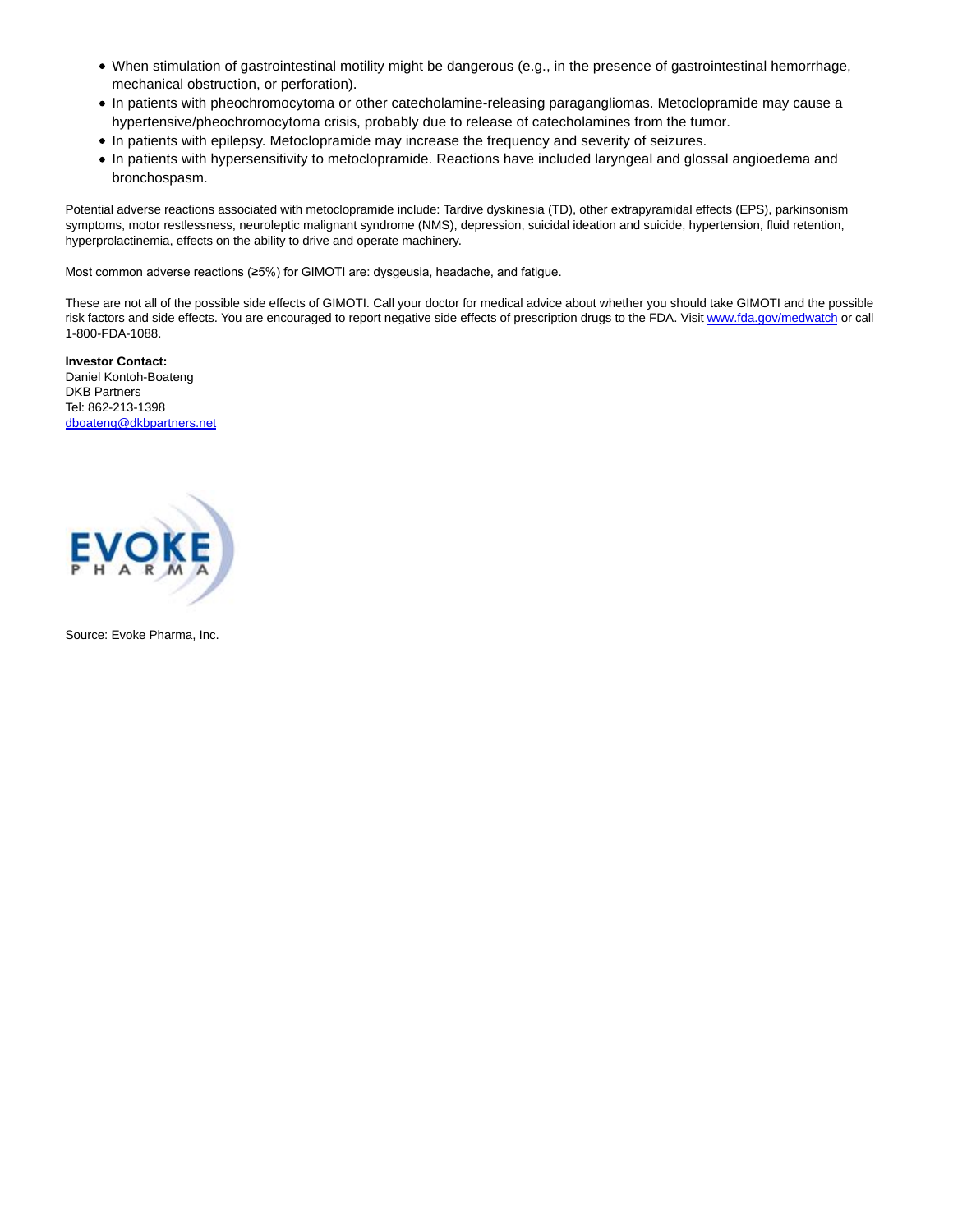- When stimulation of gastrointestinal motility might be dangerous (e.g., in the presence of gastrointestinal hemorrhage, mechanical obstruction, or perforation).
- In patients with pheochromocytoma or other catecholamine-releasing paragangliomas. Metoclopramide may cause a hypertensive/pheochromocytoma crisis, probably due to release of catecholamines from the tumor.
- In patients with epilepsy. Metoclopramide may increase the frequency and severity of seizures.
- In patients with hypersensitivity to metoclopramide. Reactions have included laryngeal and glossal angioedema and bronchospasm.

Potential adverse reactions associated with metoclopramide include: Tardive dyskinesia (TD), other extrapyramidal effects (EPS), parkinsonism symptoms, motor restlessness, neuroleptic malignant syndrome (NMS), depression, suicidal ideation and suicide, hypertension, fluid retention, hyperprolactinemia, effects on the ability to drive and operate machinery.

Most common adverse reactions (≥5%) for GIMOTI are: dysgeusia, headache, and fatigue.

These are not all of the possible side effects of GIMOTI. Call your doctor for medical advice about whether you should take GIMOTI and the possible risk factors and side effects. You are encouraged to report negative side effects of prescription drugs to the FDA. Visit www.fda.gov/medwatch or call 1-800-FDA-1088.

**Investor Contact:**
Daniel Kontoh-Boateng
DKB Partners
Tel: 862-213-1398
dboateng@dkbpartners.net

EVOKE PHARMA

Source: Evoke Pharma, Inc.